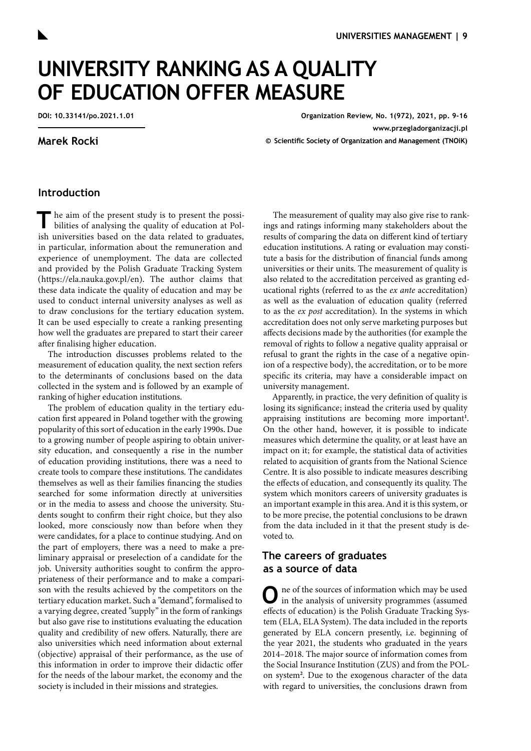# UNIVERSITY RANKING AS A QUALITY OF EDUCATION OFFER MEASURE

DOI: 10.33141/po.2021.1.01

Organization Review, No. 1(972), 2021, pp. 9-16
www.przegladorganizacji.pl
© Scientific Society of Organization and Management (TNOiK)

**Marek Rocki**

## Introduction

The aim of the present study is to present the possibilities of analysing the quality of education at Polish universities based on the data related to graduates, in particular, information about the remuneration and experience of unemployment. The data are collected and provided by the Polish Graduate Tracking System (https://ela.nauka.gov.pl/en). The author claims that these data indicate the quality of education and may be used to conduct internal university analyses as well as to draw conclusions for the tertiary education system. It can be used especially to create a ranking presenting how well the graduates are prepared to start their career after finalising higher education.

The introduction discusses problems related to the measurement of education quality, the next section refers to the determinants of conclusions based on the data collected in the system and is followed by an example of ranking of higher education institutions.

The problem of education quality in the tertiary education first appeared in Poland together with the growing popularity of this sort of education in the early 1990s. Due to a growing number of people aspiring to obtain university education, and consequently a rise in the number of education providing institutions, there was a need to create tools to compare these institutions. The candidates themselves as well as their families financing the studies searched for some information directly at universities or in the media to assess and choose the university. Students sought to confirm their right choice, but they also looked, more consciously now than before when they were candidates, for a place to continue studying. And on the part of employers, there was a need to make a preliminary appraisal or preselection of a candidate for the job. University authorities sought to confirm the appropriateness of their performance and to make a comparison with the results achieved by the competitors on the tertiary education market. Such a "demand", formalised to a varying degree, created "supply" in the form of rankings but also gave rise to institutions evaluating the education quality and credibility of new offers. Naturally, there are also universities which need information about external (objective) appraisal of their performance, as the use of this information in order to improve their didactic offer for the needs of the labour market, the economy and the society is included in their missions and strategies.

The measurement of quality may also give rise to rankings and ratings informing many stakeholders about the results of comparing the data on different kind of tertiary education institutions. A rating or evaluation may constitute a basis for the distribution of financial funds among universities or their units. The measurement of quality is also related to the accreditation perceived as granting educational rights (referred to as the *ex ante* accreditation) as well as the evaluation of education quality (referred to as the *ex post* accreditation). In the systems in which accreditation does not only serve marketing purposes but affects decisions made by the authorities (for example the removal of rights to follow a negative quality appraisal or refusal to grant the rights in the case of a negative opinion of a respective body), the accreditation, or to be more specific its criteria, may have a considerable impact on university management.

Apparently, in practice, the very definition of quality is losing its significance; instead the criteria used by quality appraising institutions are becoming more important[1]. On the other hand, however, it is possible to indicate measures which determine the quality, or at least have an impact on it; for example, the statistical data of activities related to acquisition of grants from the National Science Centre. It is also possible to indicate measures describing the effects of education, and consequently its quality. The system which monitors careers of university graduates is an important example in this area. And it is this system, or to be more precise, the potential conclusions to be drawn from the data included in it that the present study is devoted to.

## The careers of graduates as a source of data

One of the sources of information which may be used in the analysis of university programmes (assumed effects of education) is the Polish Graduate Tracking System (ELA, ELA System). The data included in the reports generated by ELA concern presently, i.e. beginning of the year 2021, the students who graduated in the years 2014–2018. The major source of information comes from the Social Insurance Institution (ZUS) and from the POL-on system[2]. Due to the exogenous character of the data with regard to universities, the conclusions drawn from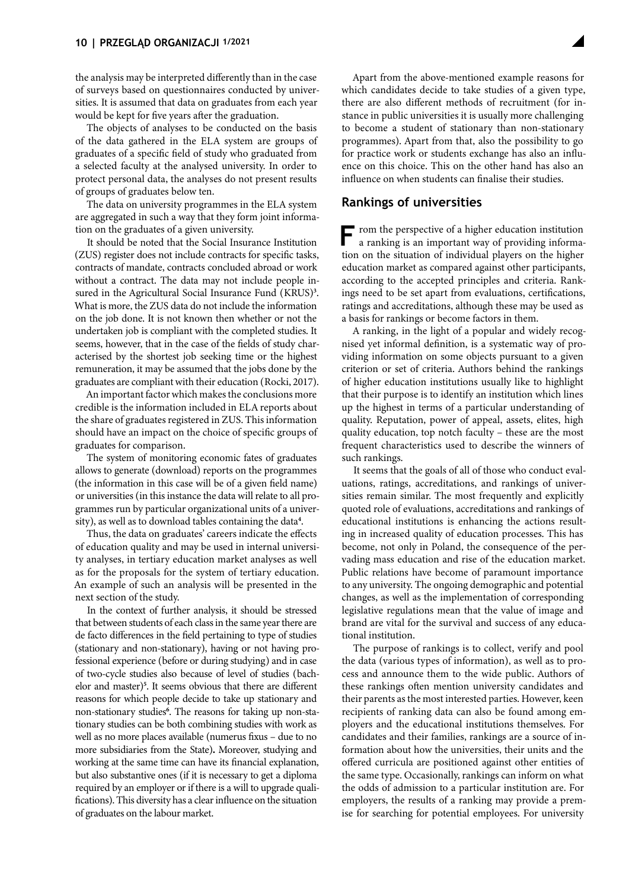the analysis may be interpreted differently than in the case of surveys based on questionnaires conducted by universities. It is assumed that data on graduates from each year would be kept for five years after the graduation.

The objects of analyses to be conducted on the basis of the data gathered in the ELA system are groups of graduates of a specific field of study who graduated from a selected faculty at the analysed university. In order to protect personal data, the analyses do not present results of groups of graduates below ten.

The data on university programmes in the ELA system are aggregated in such a way that they form joint information on the graduates of a given university.

It should be noted that the Social Insurance Institution (ZUS) register does not include contracts for specific tasks, contracts of mandate, contracts concluded abroad or work without a contract. The data may not include people insured in the Agricultural Social Insurance Fund (KRUS)[3]. What is more, the ZUS data do not include the information on the job done. It is not known then whether or not the undertaken job is compliant with the completed studies. It seems, however, that in the case of the fields of study characterised by the shortest job seeking time or the highest remuneration, it may be assumed that the jobs done by the graduates are compliant with their education (Rocki, 2017).

An important factor which makes the conclusions more credible is the information included in ELA reports about the share of graduates registered in ZUS. This information should have an impact on the choice of specific groups of graduates for comparison.

The system of monitoring economic fates of graduates allows to generate (download) reports on the programmes (the information in this case will be of a given field name) or universities (in this instance the data will relate to all programmes run by particular organizational units of a university), as well as to download tables containing the data[4].

Thus, the data on graduates' careers indicate the effects of education quality and may be used in internal university analyses, in tertiary education market analyses as well as for the proposals for the system of tertiary education. An example of such an analysis will be presented in the next section of the study.

In the context of further analysis, it should be stressed that between students of each class in the same year there are de facto differences in the field pertaining to type of studies (stationary and non-stationary), having or not having professional experience (before or during studying) and in case of two-cycle studies also because of level of studies (bachelor and master)[5]. It seems obvious that there are different reasons for which people decide to take up stationary and non-stationary studies[6]. The reasons for taking up non-stationary studies can be both combining studies with work as well as no more places available (numerus fixus – due to no more subsidiaries from the State)**.** Moreover, studying and working at the same time can have its financial explanation, but also substantive ones (if it is necessary to get a diploma required by an employer or if there is a will to upgrade qualifications). This diversity has a clear influence on the situation of graduates on the labour market.

Apart from the above-mentioned example reasons for which candidates decide to take studies of a given type, there are also different methods of recruitment (for instance in public universities it is usually more challenging to become a student of stationary than non-stationary programmes). Apart from that, also the possibility to go for practice work or students exchange has also an influence on this choice. This on the other hand has also an influence on when students can finalise their studies.

## Rankings of universities

From the perspective of a higher education institution a ranking is an important way of providing information on the situation of individual players on the higher education market as compared against other participants, according to the accepted principles and criteria. Rankings need to be set apart from evaluations, certifications, ratings and accreditations, although these may be used as a basis for rankings or become factors in them.

A ranking, in the light of a popular and widely recognised yet informal definition, is a systematic way of providing information on some objects pursuant to a given criterion or set of criteria. Authors behind the rankings of higher education institutions usually like to highlight that their purpose is to identify an institution which lines up the highest in terms of a particular understanding of quality. Reputation, power of appeal, assets, elites, high quality education, top notch faculty – these are the most frequent characteristics used to describe the winners of such rankings.

It seems that the goals of all of those who conduct evaluations, ratings, accreditations, and rankings of universities remain similar. The most frequently and explicitly quoted role of evaluations, accreditations and rankings of educational institutions is enhancing the actions resulting in increased quality of education processes. This has become, not only in Poland, the consequence of the pervading mass education and rise of the education market. Public relations have become of paramount importance to any university. The ongoing demographic and potential changes, as well as the implementation of corresponding legislative regulations mean that the value of image and brand are vital for the survival and success of any educational institution.

The purpose of rankings is to collect, verify and pool the data (various types of information), as well as to process and announce them to the wide public. Authors of these rankings often mention university candidates and their parents as the most interested parties. However, keen recipients of ranking data can also be found among employers and the educational institutions themselves. For candidates and their families, rankings are a source of information about how the universities, their units and the offered curricula are positioned against other entities of the same type. Occasionally, rankings can inform on what the odds of admission to a particular institution are. For employers, the results of a ranking may provide a premise for searching for potential employees. For university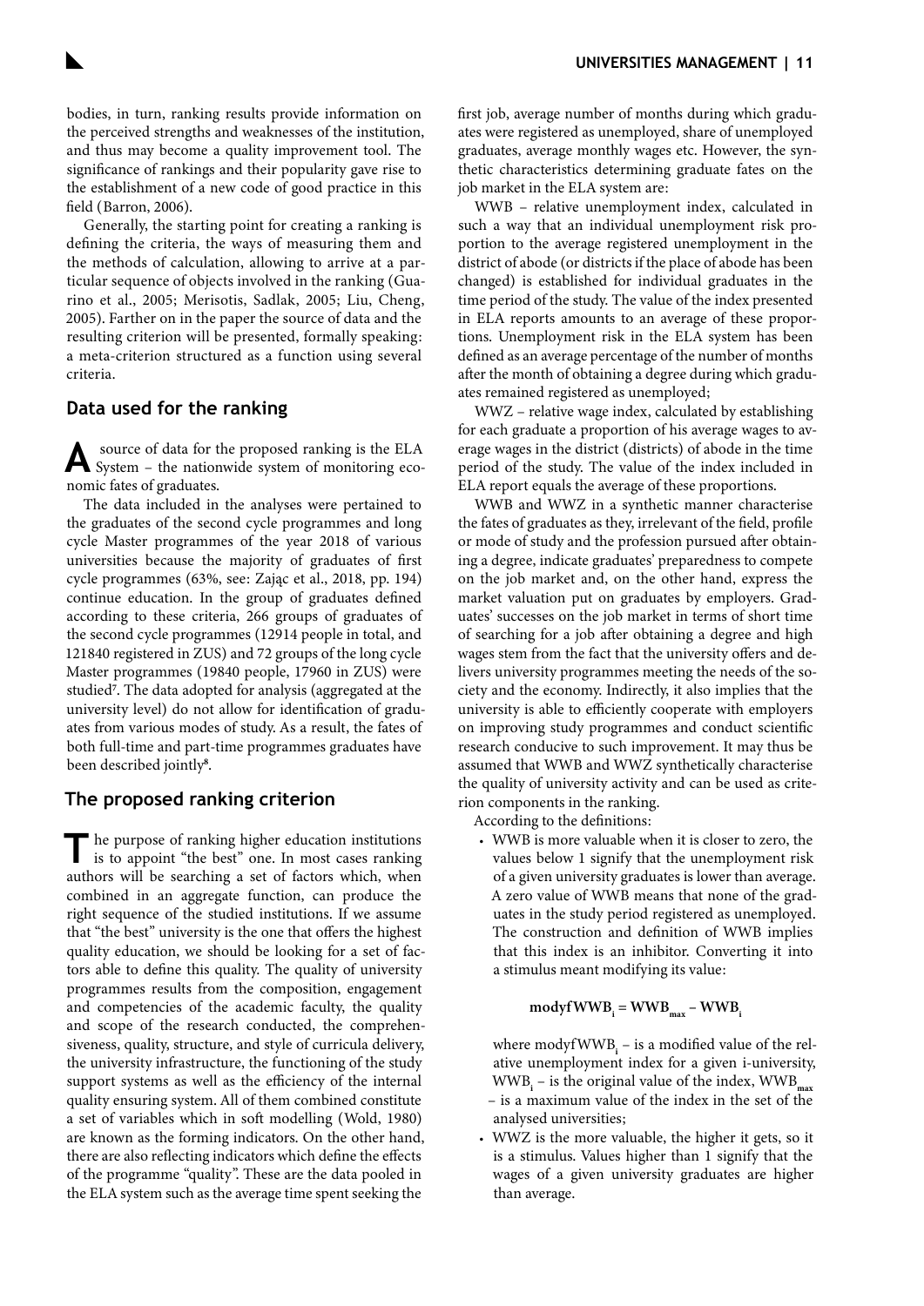bodies, in turn, ranking results provide information on the perceived strengths and weaknesses of the institution, and thus may become a quality improvement tool. The significance of rankings and their popularity gave rise to the establishment of a new code of good practice in this field (Barron, 2006).

Generally, the starting point for creating a ranking is defining the criteria, the ways of measuring them and the methods of calculation, allowing to arrive at a particular sequence of objects involved in the ranking (Guarino et al., 2005; Merisotis, Sadlak, 2005; Liu, Cheng, 2005). Farther on in the paper the source of data and the resulting criterion will be presented, formally speaking: a meta-criterion structured as a function using several criteria.

## Data used for the ranking

A source of data for the proposed ranking is the ELA System – the nationwide system of monitoring economic fates of graduates.

The data included in the analyses were pertained to the graduates of the second cycle programmes and long cycle Master programmes of the year 2018 of various universities because the majority of graduates of first cycle programmes (63%, see: Zając et al., 2018, pp. 194) continue education. In the group of graduates defined according to these criteria, 266 groups of graduates of the second cycle programmes (12914 people in total, and 121840 registered in ZUS) and 72 groups of the long cycle Master programmes (19840 people, 17960 in ZUS) were studied[7]. The data adopted for analysis (aggregated at the university level) do not allow for identification of graduates from various modes of study. As a result, the fates of both full-time and part-time programmes graduates have been described jointly[8].

## The proposed ranking criterion

The purpose of ranking higher education institutions is to appoint "the best" one. In most cases ranking authors will be searching a set of factors which, when combined in an aggregate function, can produce the right sequence of the studied institutions. If we assume that "the best" university is the one that offers the highest quality education, we should be looking for a set of factors able to define this quality. The quality of university programmes results from the composition, engagement and competencies of the academic faculty, the quality and scope of the research conducted, the comprehensiveness, quality, structure, and style of curricula delivery, the university infrastructure, the functioning of the study support systems as well as the efficiency of the internal quality ensuring system. All of them combined constitute a set of variables which in soft modelling (Wold, 1980) are known as the forming indicators. On the other hand, there are also reflecting indicators which define the effects of the programme "quality". These are the data pooled in the ELA system such as the average time spent seeking the first job, average number of months during which graduates were registered as unemployed, share of unemployed graduates, average monthly wages etc. However, the synthetic characteristics determining graduate fates on the job market in the ELA system are:

WWB – relative unemployment index, calculated in such a way that an individual unemployment risk proportion to the average registered unemployment in the district of abode (or districts if the place of abode has been changed) is established for individual graduates in the time period of the study. The value of the index presented in ELA reports amounts to an average of these proportions. Unemployment risk in the ELA system has been defined as an average percentage of the number of months after the month of obtaining a degree during which graduates remained registered as unemployed;

WWZ – relative wage index, calculated by establishing for each graduate a proportion of his average wages to average wages in the district (districts) of abode in the time period of the study. The value of the index included in ELA report equals the average of these proportions.

WWB and WWZ in a synthetic manner characterise the fates of graduates as they, irrelevant of the field, profile or mode of study and the profession pursued after obtaining a degree, indicate graduates' preparedness to compete on the job market and, on the other hand, express the market valuation put on graduates by employers. Graduates' successes on the job market in terms of short time of searching for a job after obtaining a degree and high wages stem from the fact that the university offers and delivers university programmes meeting the needs of the society and the economy. Indirectly, it also implies that the university is able to efficiently cooperate with employers on improving study programmes and conduct scientific research conducive to such improvement. It may thus be assumed that WWB and WWZ synthetically characterise the quality of university activity and can be used as criterion components in the ranking.

According to the definitions:

- WWB is more valuable when it is closer to zero, the values below 1 signify that the unemployment risk of a given university graduates is lower than average. A zero value of WWB means that none of the graduates in the study period registered as unemployed. The construction and definition of WWB implies that this index is an inhibitor. Converting it into a stimulus meant modifying its value:

$$\mathbf{modyf\,WWB_i = WWB_{max} - WWB_i}$$

  where $modyf\,WWB_i$ – is a modified value of the relative unemployment index for a given i-university, $WWB_i$ – is the original value of the index, $WWB_{max}$ – is a maximum value of the index in the set of the analysed universities;

- WWZ is the more valuable, the higher it gets, so it is a stimulus. Values higher than 1 signify that the wages of a given university graduates are higher than average.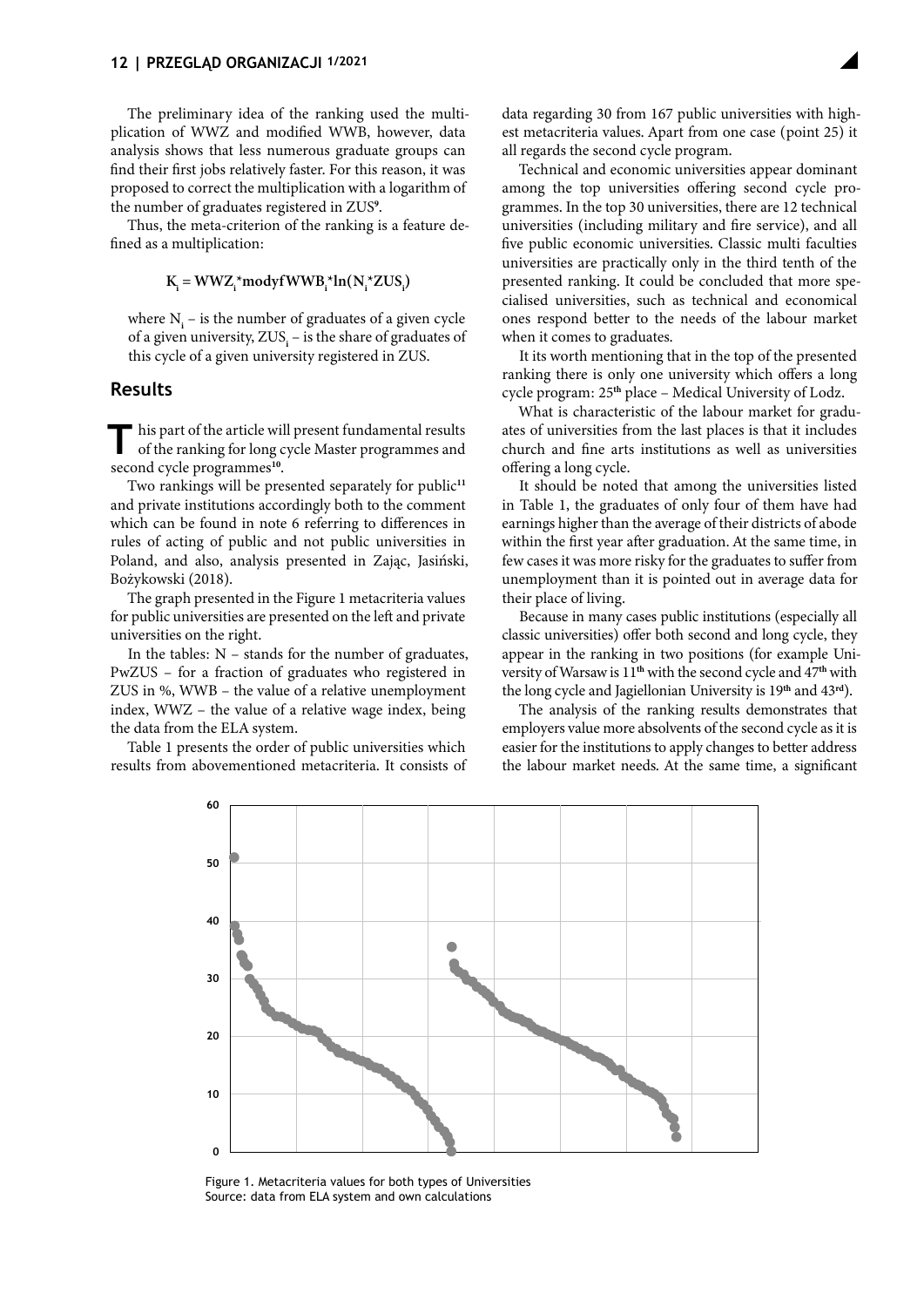The preliminary idea of the ranking used the multiplication of WWZ and modified WWB, however, data analysis shows that less numerous graduate groups can find their first jobs relatively faster. For this reason, it was proposed to correct the multiplication with a logarithm of the number of graduates registered in ZUS[9].

Thus, the meta-criterion of the ranking is a feature defined as a multiplication:

$$K_i = WWZ_i * modyfWWB_i * \ln(N_i * ZUS_i)$$

where $N_i$ – is the number of graduates of a given cycle of a given university, $ZUS_i$ – is the share of graduates of this cycle of a given university registered in ZUS.

## Results

This part of the article will present fundamental results of the ranking for long cycle Master programmes and second cycle programmes[10].

Two rankings will be presented separately for public[11] and private institutions accordingly both to the comment which can be found in note 6 referring to differences in rules of acting of public and not public universities in Poland, and also, analysis presented in Zając, Jasiński, Bożykowski (2018).

The graph presented in the Figure 1 metacriteria values for public universities are presented on the left and private universities on the right.

In the tables: N – stands for the number of graduates, PwZUS – for a fraction of graduates who registered in ZUS in %, WWB – the value of a relative unemployment index, WWZ – the value of a relative wage index, being the data from the ELA system.

Table 1 presents the order of public universities which results from abovementioned metacriteria. It consists of data regarding 30 from 167 public universities with highest metacriteria values. Apart from one case (point 25) it all regards the second cycle program.

Technical and economic universities appear dominant among the top universities offering second cycle programmes. In the top 30 universities, there are 12 technical universities (including military and fire service), and all five public economic universities. Classic multi faculties universities are practically only in the third tenth of the presented ranking. It could be concluded that more specialised universities, such as technical and economical ones respond better to the needs of the labour market when it comes to graduates.

It its worth mentioning that in the top of the presented ranking there is only one university which offers a long cycle program: 25th place – Medical University of Lodz.

What is characteristic of the labour market for graduates of universities from the last places is that it includes church and fine arts institutions as well as universities offering a long cycle.

It should be noted that among the universities listed in Table 1, the graduates of only four of them have had earnings higher than the average of their districts of abode within the first year after graduation. At the same time, in few cases it was more risky for the graduates to suffer from unemployment than it is pointed out in average data for their place of living.

Because in many cases public institutions (especially all classic universities) offer both second and long cycle, they appear in the ranking in two positions (for example University of Warsaw is 11th with the second cycle and 47th with the long cycle and Jagiellonian University is 19th and 43rd).

The analysis of the ranking results demonstrates that employers value more absolvents of the second cycle as it is easier for the institutions to apply changes to better address the labour market needs. At the same time, a significant

Figure 1. Metacriteria values for both types of Universities
Source: data from ELA system and own calculations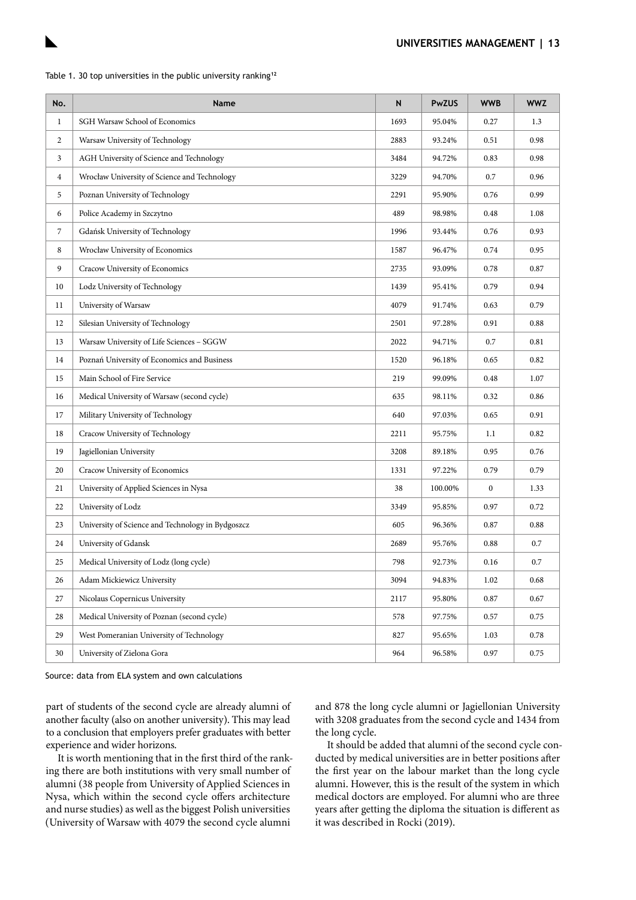Table 1. 30 top universities in the public university ranking[12]

| No. | Name | N | PwZUS | WWB | WWZ |
|---|---|---|---|---|---|
| 1 | SGH Warsaw School of Economics | 1693 | 95.04% | 0.27 | 1.3 |
| 2 | Warsaw University of Technology | 2883 | 93.24% | 0.51 | 0.98 |
| 3 | AGH University of Science and Technology | 3484 | 94.72% | 0.83 | 0.98 |
| 4 | Wrocław University of Science and Technology | 3229 | 94.70% | 0.7 | 0.96 |
| 5 | Poznan University of Technology | 2291 | 95.90% | 0.76 | 0.99 |
| 6 | Police Academy in Szczytno | 489 | 98.98% | 0.48 | 1.08 |
| 7 | Gdańsk University of Technology | 1996 | 93.44% | 0.76 | 0.93 |
| 8 | Wrocław University of Economics | 1587 | 96.47% | 0.74 | 0.95 |
| 9 | Cracow University of Economics | 2735 | 93.09% | 0.78 | 0.87 |
| 10 | Lodz University of Technology | 1439 | 95.41% | 0.79 | 0.94 |
| 11 | University of Warsaw | 4079 | 91.74% | 0.63 | 0.79 |
| 12 | Silesian University of Technology | 2501 | 97.28% | 0.91 | 0.88 |
| 13 | Warsaw University of Life Sciences – SGGW | 2022 | 94.71% | 0.7 | 0.81 |
| 14 | Poznań University of Economics and Business | 1520 | 96.18% | 0.65 | 0.82 |
| 15 | Main School of Fire Service | 219 | 99.09% | 0.48 | 1.07 |
| 16 | Medical University of Warsaw (second cycle) | 635 | 98.11% | 0.32 | 0.86 |
| 17 | Military University of Technology | 640 | 97.03% | 0.65 | 0.91 |
| 18 | Cracow University of Technology | 2211 | 95.75% | 1.1 | 0.82 |
| 19 | Jagiellonian University | 3208 | 89.18% | 0.95 | 0.76 |
| 20 | Cracow University of Economics | 1331 | 97.22% | 0.79 | 0.79 |
| 21 | University of Applied Sciences in Nysa | 38 | 100.00% | 0 | 1.33 |
| 22 | University of Lodz | 3349 | 95.85% | 0.97 | 0.72 |
| 23 | University of Science and Technology in Bydgoszcz | 605 | 96.36% | 0.87 | 0.88 |
| 24 | University of Gdansk | 2689 | 95.76% | 0.88 | 0.7 |
| 25 | Medical University of Lodz (long cycle) | 798 | 92.73% | 0.16 | 0.7 |
| 26 | Adam Mickiewicz University | 3094 | 94.83% | 1.02 | 0.68 |
| 27 | Nicolaus Copernicus University | 2117 | 95.80% | 0.87 | 0.67 |
| 28 | Medical University of Poznan (second cycle) | 578 | 97.75% | 0.57 | 0.75 |
| 29 | West Pomeranian University of Technology | 827 | 95.65% | 1.03 | 0.78 |
| 30 | University of Zielona Gora | 964 | 96.58% | 0.97 | 0.75 |

Source: data from ELA system and own calculations

part of students of the second cycle are already alumni of another faculty (also on another university). This may lead to a conclusion that employers prefer graduates with better experience and wider horizons.

It is worth mentioning that in the first third of the ranking there are both institutions with very small number of alumni (38 people from University of Applied Sciences in Nysa, which within the second cycle offers architecture and nurse studies) as well as the biggest Polish universities (University of Warsaw with 4079 the second cycle alumni and 878 the long cycle alumni or Jagiellonian University with 3208 graduates from the second cycle and 1434 from the long cycle.

It should be added that alumni of the second cycle conducted by medical universities are in better positions after the first year on the labour market than the long cycle alumni. However, this is the result of the system in which medical doctors are employed. For alumni who are three years after getting the diploma the situation is different as it was described in Rocki (2019).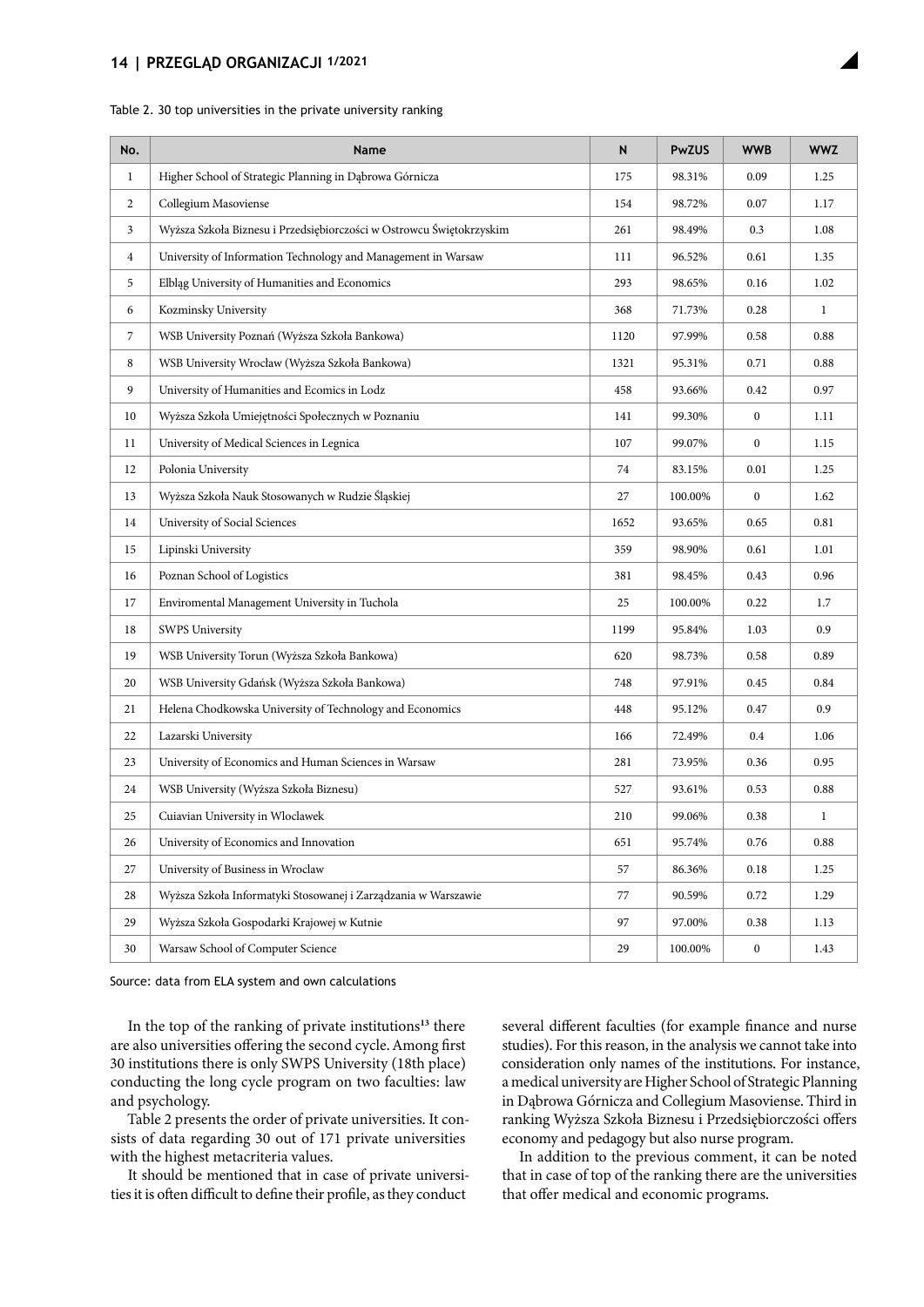Table 2. 30 top universities in the private university ranking

| No. | Name | N | PwZUS | WWB | WWZ |
|---|---|---|---|---|---|
| 1 | Higher School of Strategic Planning in Dąbrowa Górnicza | 175 | 98.31% | 0.09 | 1.25 |
| 2 | Collegium Masoviense | 154 | 98.72% | 0.07 | 1.17 |
| 3 | Wyższa Szkoła Biznesu i Przedsiębiorczości w Ostrowcu Świętokrzyskim | 261 | 98.49% | 0.3 | 1.08 |
| 4 | University of Information Technology and Management in Warsaw | 111 | 96.52% | 0.61 | 1.35 |
| 5 | Elbląg University of Humanities and Economics | 293 | 98.65% | 0.16 | 1.02 |
| 6 | Kozminsky University | 368 | 71.73% | 0.28 | 1 |
| 7 | WSB University Poznań (Wyższa Szkoła Bankowa) | 1120 | 97.99% | 0.58 | 0.88 |
| 8 | WSB University Wrocław (Wyższa Szkoła Bankowa) | 1321 | 95.31% | 0.71 | 0.88 |
| 9 | University of Humanities and Ecomics in Lodz | 458 | 93.66% | 0.42 | 0.97 |
| 10 | Wyższa Szkoła Umiejętności Społecznych w Poznaniu | 141 | 99.30% | 0 | 1.11 |
| 11 | University of Medical Sciences in Legnica | 107 | 99.07% | 0 | 1.15 |
| 12 | Polonia University | 74 | 83.15% | 0.01 | 1.25 |
| 13 | Wyższa Szkoła Nauk Stosowanych w Rudzie Śląskiej | 27 | 100.00% | 0 | 1.62 |
| 14 | University of Social Sciences | 1652 | 93.65% | 0.65 | 0.81 |
| 15 | Lipinski University | 359 | 98.90% | 0.61 | 1.01 |
| 16 | Poznan School of Logistics | 381 | 98.45% | 0.43 | 0.96 |
| 17 | Enviromental Management University in Tuchola | 25 | 100.00% | 0.22 | 1.7 |
| 18 | SWPS University | 1199 | 95.84% | 1.03 | 0.9 |
| 19 | WSB University Torun (Wyższa Szkoła Bankowa) | 620 | 98.73% | 0.58 | 0.89 |
| 20 | WSB University Gdańsk (Wyższa Szkoła Bankowa) | 748 | 97.91% | 0.45 | 0.84 |
| 21 | Helena Chodkowska University of Technology and Economics | 448 | 95.12% | 0.47 | 0.9 |
| 22 | Lazarski University | 166 | 72.49% | 0.4 | 1.06 |
| 23 | University of Economics and Human Sciences in Warsaw | 281 | 73.95% | 0.36 | 0.95 |
| 24 | WSB University (Wyższa Szkoła Biznesu) | 527 | 93.61% | 0.53 | 0.88 |
| 25 | Cuiavian University in Wloclawek | 210 | 99.06% | 0.38 | 1 |
| 26 | University of Economics and Innovation | 651 | 95.74% | 0.76 | 0.88 |
| 27 | University of Business in Wroclaw | 57 | 86.36% | 0.18 | 1.25 |
| 28 | Wyższa Szkoła Informatyki Stosowanej i Zarządzania w Warszawie | 77 | 90.59% | 0.72 | 1.29 |
| 29 | Wyższa Szkoła Gospodarki Krajowej w Kutnie | 97 | 97.00% | 0.38 | 1.13 |
| 30 | Warsaw School of Computer Science | 29 | 100.00% | 0 | 1.43 |

Source: data from ELA system and own calculations

In the top of the ranking of private institutions[13] there are also universities offering the second cycle. Among first 30 institutions there is only SWPS University (18th place) conducting the long cycle program on two faculties: law and psychology.

Table 2 presents the order of private universities. It consists of data regarding 30 out of 171 private universities with the highest metacriteria values.

It should be mentioned that in case of private universities it is often difficult to define their profile, as they conduct several different faculties (for example finance and nurse studies). For this reason, in the analysis we cannot take into consideration only names of the institutions. For instance, a medical university are Higher School of Strategic Planning in Dąbrowa Górnicza and Collegium Masoviense. Third in ranking Wyższa Szkoła Biznesu i Przedsiębiorczości offers economy and pedagogy but also nurse program.

In addition to the previous comment, it can be noted that in case of top of the ranking there are the universities that offer medical and economic programs.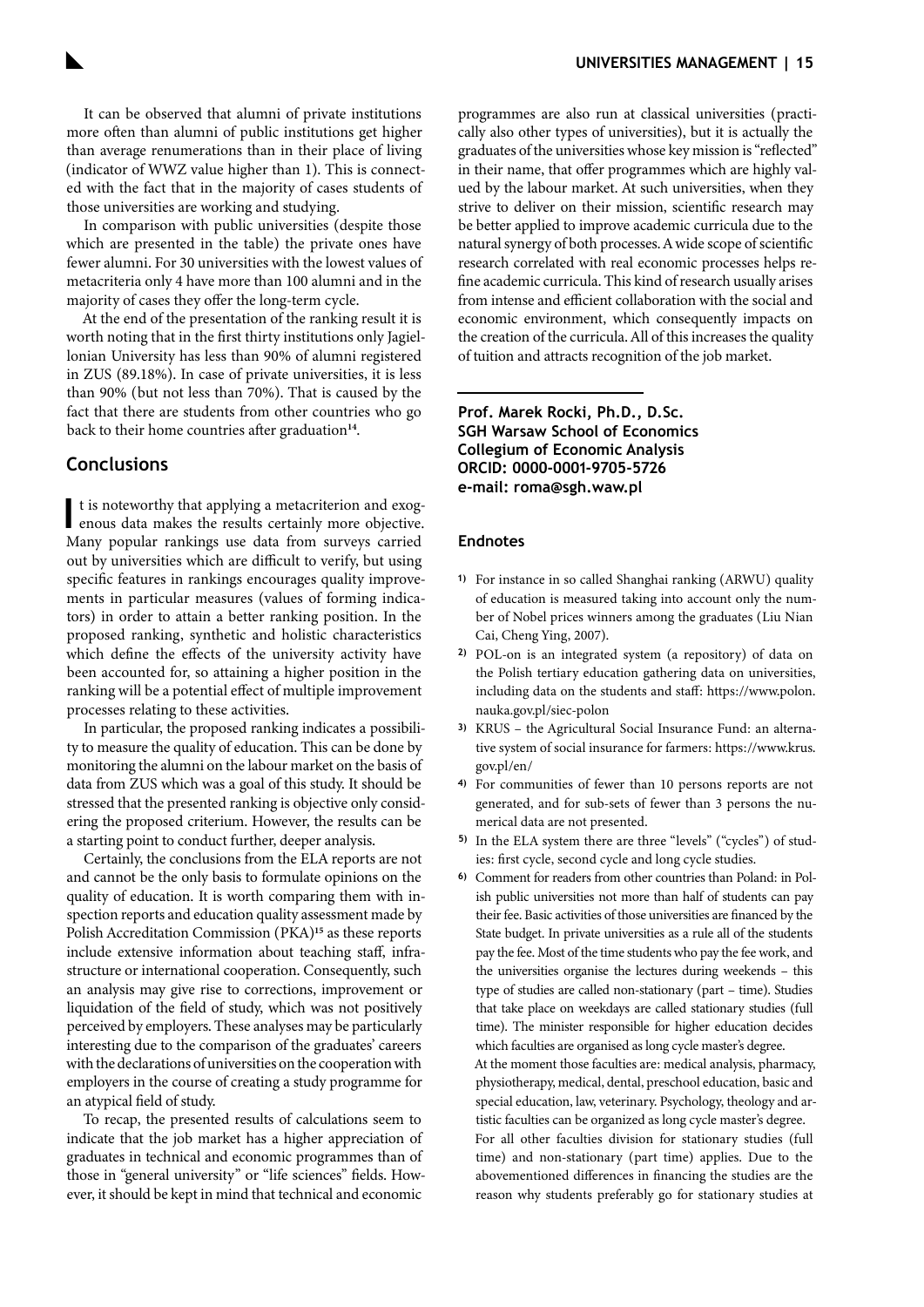It can be observed that alumni of private institutions more often than alumni of public institutions get higher than average renumerations than in their place of living (indicator of WWZ value higher than 1). This is connected with the fact that in the majority of cases students of those universities are working and studying.

In comparison with public universities (despite those which are presented in the table) the private ones have fewer alumni. For 30 universities with the lowest values of metacriteria only 4 have more than 100 alumni and in the majority of cases they offer the long-term cycle.

At the end of the presentation of the ranking result it is worth noting that in the first thirty institutions only Jagiellonian University has less than 90% of alumni registered in ZUS (89.18%). In case of private universities, it is less than 90% (but not less than 70%). That is caused by the fact that there are students from other countries who go back to their home countries after graduation[14].

## Conclusions

It is noteworthy that applying a metacriterion and exogenous data makes the results certainly more objective. Many popular rankings use data from surveys carried out by universities which are difficult to verify, but using specific features in rankings encourages quality improvements in particular measures (values of forming indicators) in order to attain a better ranking position. In the proposed ranking, synthetic and holistic characteristics which define the effects of the university activity have been accounted for, so attaining a higher position in the ranking will be a potential effect of multiple improvement processes relating to these activities.

In particular, the proposed ranking indicates a possibility to measure the quality of education. This can be done by monitoring the alumni on the labour market on the basis of data from ZUS which was a goal of this study. It should be stressed that the presented ranking is objective only considering the proposed criterium. However, the results can be a starting point to conduct further, deeper analysis.

Certainly, the conclusions from the ELA reports are not and cannot be the only basis to formulate opinions on the quality of education. It is worth comparing them with inspection reports and education quality assessment made by Polish Accreditation Commission (PKA)[15] as these reports include extensive information about teaching staff, infrastructure or international cooperation. Consequently, such an analysis may give rise to corrections, improvement or liquidation of the field of study, which was not positively perceived by employers. These analyses may be particularly interesting due to the comparison of the graduates' careers with the declarations of universities on the cooperation with employers in the course of creating a study programme for an atypical field of study.

To recap, the presented results of calculations seem to indicate that the job market has a higher appreciation of graduates in technical and economic programmes than of those in "general university" or "life sciences" fields. However, it should be kept in mind that technical and economic programmes are also run at classical universities (practically also other types of universities), but it is actually the graduates of the universities whose key mission is "reflected" in their name, that offer programmes which are highly valued by the labour market. At such universities, when they strive to deliver on their mission, scientific research may be better applied to improve academic curricula due to the natural synergy of both processes. A wide scope of scientific research correlated with real economic processes helps refine academic curricula. This kind of research usually arises from intense and efficient collaboration with the social and economic environment, which consequently impacts on the creation of the curricula. All of this increases the quality of tuition and attracts recognition of the job market.

---

**Prof. Marek Rocki, Ph.D., D.Sc.**
**SGH Warsaw School of Economics**
**Collegium of Economic Analysis**
**ORCID: 0000-0001-9705-5726**
**e-mail: roma@sgh.waw.pl**

### Endnotes

1) For instance in so called Shanghai ranking (ARWU) quality of education is measured taking into account only the number of Nobel prices winners among the graduates (Liu Nian Cai, Cheng Ying, 2007).

2) POL-on is an integrated system (a repository) of data on the Polish tertiary education gathering data on universities, including data on the students and staff: https://www.polon.nauka.gov.pl/siec-polon

3) KRUS – the Agricultural Social Insurance Fund: an alternative system of social insurance for farmers: https://www.krus.gov.pl/en/

4) For communities of fewer than 10 persons reports are not generated, and for sub-sets of fewer than 3 persons the numerical data are not presented.

5) In the ELA system there are three "levels" ("cycles") of studies: first cycle, second cycle and long cycle studies.

6) Comment for readers from other countries than Poland: in Polish public universities not more than half of students can pay their fee. Basic activities of those universities are financed by the State budget. In private universities as a rule all of the students pay the fee. Most of the time students who pay the fee work, and the universities organise the lectures during weekends – this type of studies are called non-stationary (part – time). Studies that take place on weekdays are called stationary studies (full time). The minister responsible for higher education decides which faculties are organised as long cycle master's degree.
At the moment those faculties are: medical analysis, pharmacy, physiotherapy, medical, dental, preschool education, basic and special education, law, veterinary. Psychology, theology and artistic faculties can be organized as long cycle master's degree.
For all other faculties division for stationary studies (full time) and non-stationary (part time) applies. Due to the abovementioned differences in financing the studies are the reason why students preferably go for stationary studies at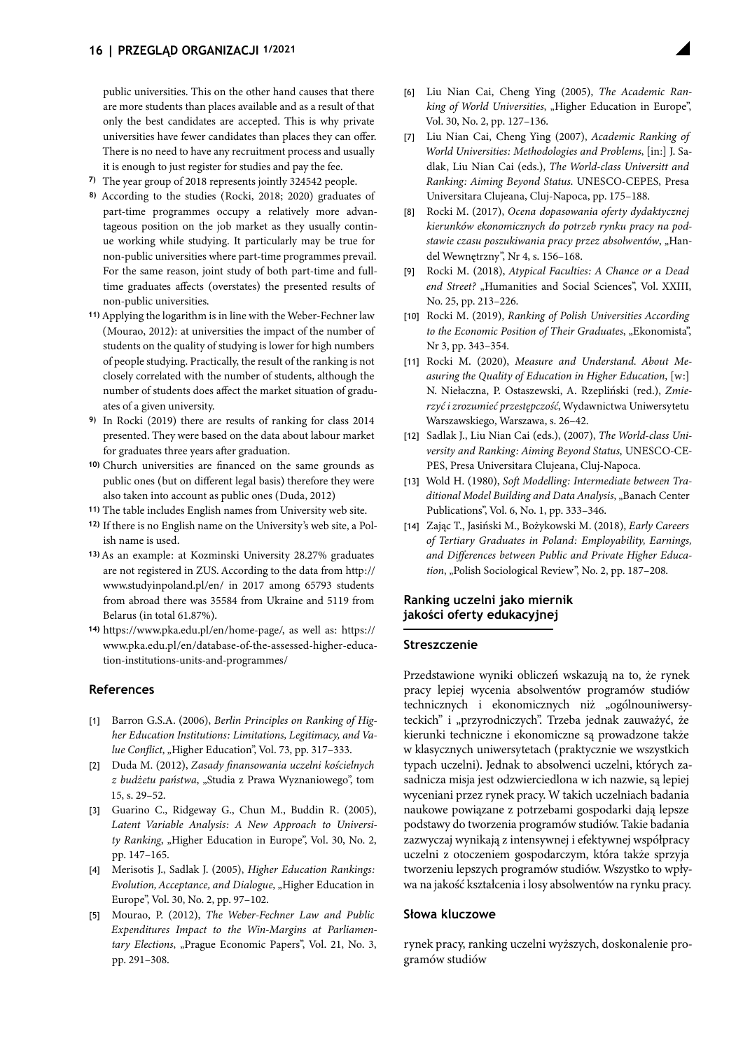public universities. This on the other hand causes that there are more students than places available and as a result of that only the best candidates are accepted. This is why private universities have fewer candidates than places they can offer. There is no need to have any recruitment process and usually it is enough to just register for studies and pay the fee.

7) The year group of 2018 represents jointly 324542 people.

8) According to the studies (Rocki, 2018; 2020) graduates of part-time programmes occupy a relatively more advantageous position on the job market as they usually continue working while studying. It particularly may be true for non-public universities where part-time programmes prevail. For the same reason, joint study of both part-time and full-time graduates affects (overstates) the presented results of non-public universities.

11) Applying the logarithm is in line with the Weber-Fechner law (Mourao, 2012): at universities the impact of the number of students on the quality of studying is lower for high numbers of people studying. Practically, the result of the ranking is not closely correlated with the number of students, although the number of students does affect the market situation of graduates of a given university.

9) In Rocki (2019) there are results of ranking for class 2014 presented. They were based on the data about labour market for graduates three years after graduation.

10) Church universities are financed on the same grounds as public ones (but on different legal basis) therefore they were also taken into account as public ones (Duda, 2012)

11) The table includes English names from University web site.

12) If there is no English name on the University's web site, a Polish name is used.

13) As an example: at Kozminski University 28.27% graduates are not registered in ZUS. According to the data from http://www.studyinpoland.pl/en/ in 2017 among 65793 students from abroad there was 35584 from Ukraine and 5119 from Belarus (in total 61.87%).

14) https://www.pka.edu.pl/en/home-page/, as well as: https://www.pka.edu.pl/en/database-of-the-assessed-higher-education-institutions-units-and-programmes/

## References

[1] Barron G.S.A. (2006), *Berlin Principles on Ranking of Higher Education Institutions: Limitations, Legitimacy, and Value Conflict*, „Higher Education", Vol. 73, pp. 317–333.

[2] Duda M. (2012), *Zasady finansowania uczelni kościelnych z budżetu państwa*, „Studia z Prawa Wyznaniowego", tom 15, s. 29–52.

[3] Guarino C., Ridgeway G., Chun M., Buddin R. (2005), *Latent Variable Analysis: A New Approach to University Ranking*, „Higher Education in Europe", Vol. 30, No. 2, pp. 147–165.

[4] Merisotis J., Sadlak J. (2005), *Higher Education Rankings: Evolution, Acceptance, and Dialogue*, „Higher Education in Europe", Vol. 30, No. 2, pp. 97–102.

[5] Mourao, P. (2012), *The Weber-Fechner Law and Public Expenditures Impact to the Win-Margins at Parliamentary Elections*, „Prague Economic Papers", Vol. 21, No. 3, pp. 291–308.

[6] Liu Nian Cai, Cheng Ying (2005), *The Academic Ranking of World Universities*, „Higher Education in Europe", Vol. 30, No. 2, pp. 127–136.

[7] Liu Nian Cai, Cheng Ying (2007), *Academic Ranking of World Universities: Methodologies and Problems*, [in:] J. Sadlak, Liu Nian Cai (eds.), *The World-class Universitt and Ranking: Aiming Beyond Status*. UNESCO-CEPES, Presa Universitara Clujeana, Cluj-Napoca, pp. 175–188.

[8] Rocki M. (2017), *Ocena dopasowania oferty dydaktycznej kierunków ekonomicznych do potrzeb rynku pracy na podstawie czasu poszukiwania pracy przez absolwentów*, „Handel Wewnętrzny", Nr 4, s. 156–168.

[9] Rocki M. (2018), *Atypical Faculties: A Chance or a Dead end Street?* „Humanities and Social Sciences", Vol. XXIII, No. 25, pp. 213–226.

[10] Rocki M. (2019), *Ranking of Polish Universities According to the Economic Position of Their Graduates*, „Ekonomista", Nr 3, pp. 343–354.

[11] Rocki M. (2020), *Measure and Understand. About Measuring the Quality of Education in Higher Education*, [w:] N. Niełaczna, P. Ostaszewski, A. Rzepliński (red.), *Zmierzyć i zrozumieć przestępczość*, Wydawnictwa Uniwersytetu Warszawskiego, Warszawa, s. 26–42.

[12] Sadlak J., Liu Nian Cai (eds.), (2007), *The World-class University and Ranking: Aiming Beyond Status*, UNESCO-CEPES, Presa Universitara Clujeana, Cluj-Napoca.

[13] Wold H. (1980), *Soft Modelling: Intermediate between Traditional Model Building and Data Analysis*, „Banach Center Publications", Vol. 6, No. 1, pp. 333–346.

[14] Zając T., Jasiński M., Bożykowski M. (2018), *Early Careers of Tertiary Graduates in Poland: Employability, Earnings, and Differences between Public and Private Higher Education*, „Polish Sociological Review", No. 2, pp. 187–208.

## Ranking uczelni jako miernik jakości oferty edukacyjnej

### Streszczenie

Przedstawione wyniki obliczeń wskazują na to, że rynek pracy lepiej wycenia absolwentów programów studiów technicznych i ekonomicznych niż „ogólnouniwersyteckich" i „przyrodniczych". Trzeba jednak zauważyć, że kierunki techniczne i ekonomiczne są prowadzone także w klasycznych uniwersytetach (praktycznie we wszystkich typach uczelni). Jednak to absolwenci uczelni, których zasadnicza misja jest odzwierciedlona w ich nazwie, są lepiej wyceniani przez rynek pracy. W takich uczelniach badania naukowe powiązane z potrzebami gospodarki dają lepsze podstawy do tworzenia programów studiów. Takie badania zazwyczaj wynikają z intensywnej i efektywnej współpracy uczelni z otoczeniem gospodarczym, która także sprzyja tworzeniu lepszych programów studiów. Wszystko to wpływa na jakość kształcenia i losy absolwentów na rynku pracy.

### Słowa kluczowe

rynek pracy, ranking uczelni wyższych, doskonalenie programów studiów